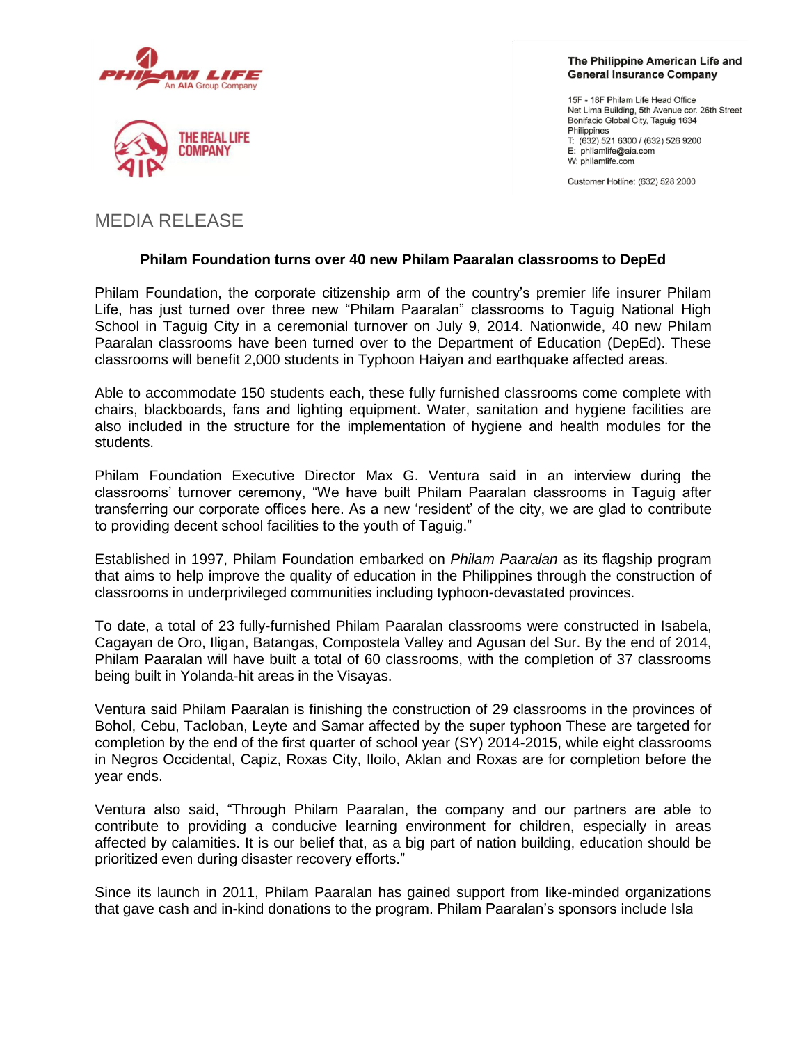The Philippine American Life and General Insurance Company

15F - 18F Philam Life Head Office
Net Lima Building, 5th Avenue cor. 26th Street
Bonifacio Global City, Taguig 1634
Philippines
T: (632) 521 6300 / (632) 526 9200
E: philamlife@aia.com
W: philamlife.com

Customer Hotline: (632) 528 2000

# MEDIA RELEASE

**Philam Foundation turns over 40 new Philam Paaralan classrooms to DepEd**

Philam Foundation, the corporate citizenship arm of the country's premier life insurer Philam Life, has just turned over three new "Philam Paaralan" classrooms to Taguig National High School in Taguig City in a ceremonial turnover on July 9, 2014. Nationwide, 40 new Philam Paaralan classrooms have been turned over to the Department of Education (DepEd). These classrooms will benefit 2,000 students in Typhoon Haiyan and earthquake affected areas.

Able to accommodate 150 students each, these fully furnished classrooms come complete with chairs, blackboards, fans and lighting equipment. Water, sanitation and hygiene facilities are also included in the structure for the implementation of hygiene and health modules for the students.

Philam Foundation Executive Director Max G. Ventura said in an interview during the classrooms' turnover ceremony, "We have built Philam Paaralan classrooms in Taguig after transferring our corporate offices here. As a new 'resident' of the city, we are glad to contribute to providing decent school facilities to the youth of Taguig."

Established in 1997, Philam Foundation embarked on *Philam Paaralan* as its flagship program that aims to help improve the quality of education in the Philippines through the construction of classrooms in underprivileged communities including typhoon-devastated provinces.

To date, a total of 23 fully-furnished Philam Paaralan classrooms were constructed in Isabela, Cagayan de Oro, Iligan, Batangas, Compostela Valley and Agusan del Sur. By the end of 2014, Philam Paaralan will have built a total of 60 classrooms, with the completion of 37 classrooms being built in Yolanda-hit areas in the Visayas.

Ventura said Philam Paaralan is finishing the construction of 29 classrooms in the provinces of Bohol, Cebu, Tacloban, Leyte and Samar affected by the super typhoon These are targeted for completion by the end of the first quarter of school year (SY) 2014-2015, while eight classrooms in Negros Occidental, Capiz, Roxas City, Iloilo, Aklan and Roxas are for completion before the year ends.

Ventura also said, "Through Philam Paaralan, the company and our partners are able to contribute to providing a conducive learning environment for children, especially in areas affected by calamities. It is our belief that, as a big part of nation building, education should be prioritized even during disaster recovery efforts."

Since its launch in 2011, Philam Paaralan has gained support from like-minded organizations that gave cash and in-kind donations to the program. Philam Paaralan's sponsors include Isla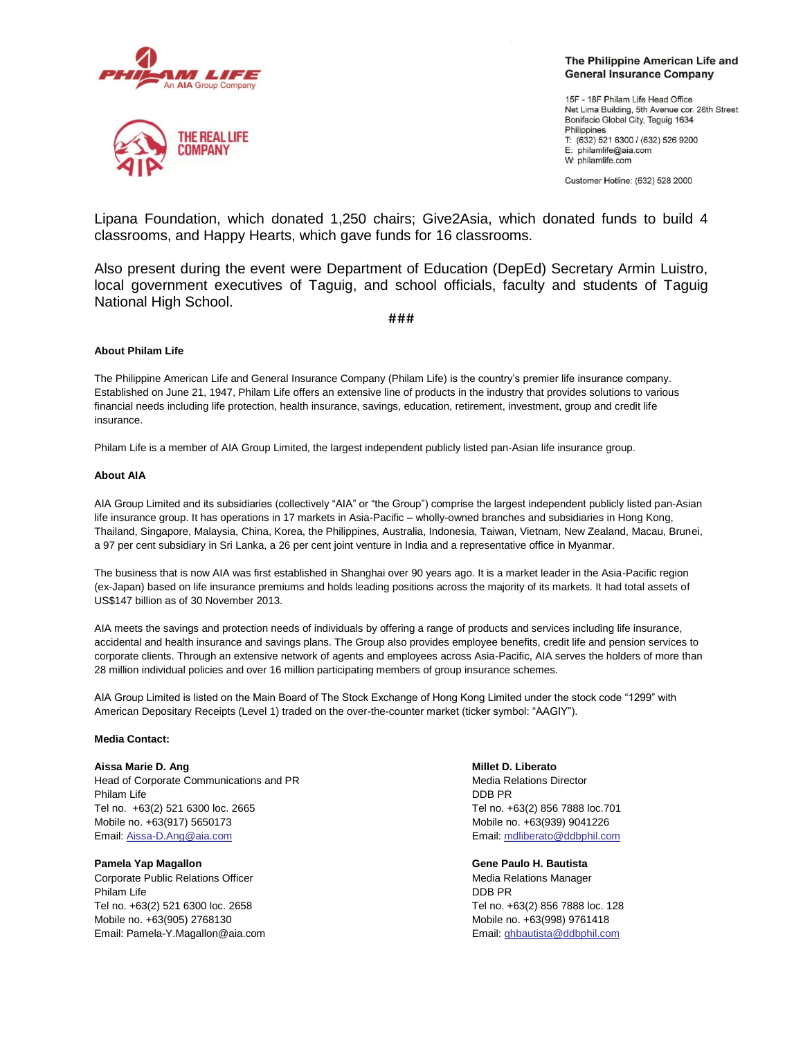Lipana Foundation, which donated 1,250 chairs; Give2Asia, which donated funds to build 4 classrooms, and Happy Hearts, which gave funds for 16 classrooms.

Also present during the event were Department of Education (DepEd) Secretary Armin Luistro, local government executives of Taguig, and school officials, faculty and students of Taguig National High School.

###

**About Philam Life**

The Philippine American Life and General Insurance Company (Philam Life) is the country's premier life insurance company. Established on June 21, 1947, Philam Life offers an extensive line of products in the industry that provides solutions to various financial needs including life protection, health insurance, savings, education, retirement, investment, group and credit life insurance.

Philam Life is a member of AIA Group Limited, the largest independent publicly listed pan-Asian life insurance group.

**About AIA**

AIA Group Limited and its subsidiaries (collectively "AIA" or "the Group") comprise the largest independent publicly listed pan-Asian life insurance group. It has operations in 17 markets in Asia-Pacific – wholly-owned branches and subsidiaries in Hong Kong, Thailand, Singapore, Malaysia, China, Korea, the Philippines, Australia, Indonesia, Taiwan, Vietnam, New Zealand, Macau, Brunei, a 97 per cent subsidiary in Sri Lanka, a 26 per cent joint venture in India and a representative office in Myanmar.

The business that is now AIA was first established in Shanghai over 90 years ago. It is a market leader in the Asia-Pacific region (ex-Japan) based on life insurance premiums and holds leading positions across the majority of its markets. It had total assets of US$147 billion as of 30 November 2013.

AIA meets the savings and protection needs of individuals by offering a range of products and services including life insurance, accidental and health insurance and savings plans. The Group also provides employee benefits, credit life and pension services to corporate clients. Through an extensive network of agents and employees across Asia-Pacific, AIA serves the holders of more than 28 million individual policies and over 16 million participating members of group insurance schemes.

AIA Group Limited is listed on the Main Board of The Stock Exchange of Hong Kong Limited under the stock code "1299" with American Depositary Receipts (Level 1) traded on the over-the-counter market (ticker symbol: "AAGIY").

**Media Contact:**

**Aissa Marie D. Ang**
Head of Corporate Communications and PR
Philam Life
Tel no. +63(2) 521 6300 loc. 2665
Mobile no. +63(917) 5650173
Email: Aissa-D.Ang@aia.com

**Pamela Yap Magallon**
Corporate Public Relations Officer
Philam Life
Tel no. +63(2) 521 6300 loc. 2658
Mobile no. +63(905) 2768130
Email: Pamela-Y.Magallon@aia.com

**Millet D. Liberato**
Media Relations Director
DDB PR
Tel no. +63(2) 856 7888 loc.701
Mobile no. +63(939) 9041226
Email: mdliberato@ddbphil.com

**Gene Paulo H. Bautista**
Media Relations Manager
DDB PR
Tel no. +63(2) 856 7888 loc. 128
Mobile no. +63(998) 9761418
Email: ghbautista@ddbphil.com